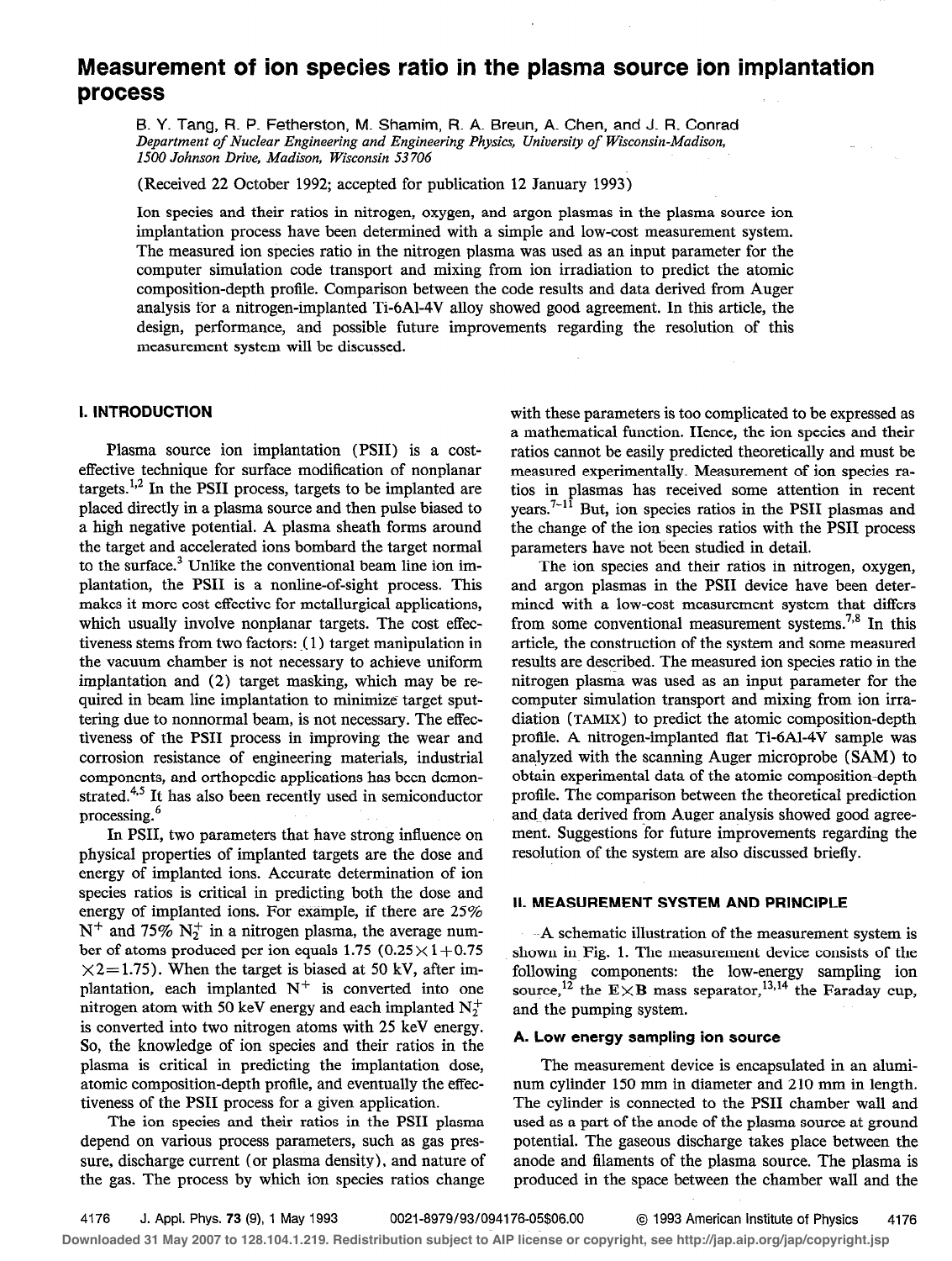# Measurement of ion species ratio in the plasma source ion implantation process

B. Y. Tang, R. P. Fetherston, M. Shamim, R. A. Breun, A. Chen, and J. R. Conrad

*Department of Nuclear Engineering and Engineering Physics, University of Wisconsin-Madison, 1500 Johnson Drive, Madison, Wisconsin 53706*

(Received 22 October 1992; accepted for publication 12 January 1993)

Ion species and their ratios in nitrogen, oxygen, and argon plasmas in the plasma source ion implantation process have been determined with a simple and low-cost measurement system. The measured ion species ratio in the nitrogen plasma was used as an input parameter for the computer simulation code transport and mixing from ion irradiation to predict the atomic composition-depth profile. Comparison between the code results and data derived from Auger analysis for a nitrogen-implanted Ti-6Al-4V alloy showed good agreement. In this article, the design, performance, and possible future improvements regarding the resolution of this measurement system will be discussed.

## I. INTRODUCTION

Plasma source ion implantation (PSII) is a cost-effective technique for surface modification of nonplanar targets.[1,2] In the PSII process, targets to be implanted are placed directly in a plasma source and then pulse biased to a high negative potential. A plasma sheath forms around the target and accelerated ions bombard the target normal to the surface.[3] Unlike the conventional beam line ion implantation, the PSII is a nonline-of-sight process. This makes it more cost effective for metallurgical applications, which usually involve nonplanar targets. The cost effectiveness stems from two factors: (1) target manipulation in the vacuum chamber is not necessary to achieve uniform implantation and (2) target masking, which may be required in beam line implantation to minimize target sputtering due to nonnormal beam, is not necessary. The effectiveness of the PSII process in improving the wear and corrosion resistance of engineering materials, industrial components, and orthopedic applications has been demonstrated.[4,5] It has also been recently used in semiconductor processing.[6]

In PSII, two parameters that have strong influence on physical properties of implanted targets are the dose and energy of implanted ions. Accurate determination of ion species ratios is critical in predicting both the dose and energy of implanted ions. For example, if there are 25% $N^+$ and 75% $N_2^+$ in a nitrogen plasma, the average number of atoms produced per ion equals 1.75 ($0.25\times1+0.75\times2=1.75$). When the target is biased at 50 kV, after implantation, each implanted $N^+$ is converted into one nitrogen atom with 50 keV energy and each implanted $N_2^+$ is converted into two nitrogen atoms with 25 keV energy. So, the knowledge of ion species and their ratios in the plasma is critical in predicting the implantation dose, atomic composition-depth profile, and eventually the effectiveness of the PSII process for a given application.

The ion species and their ratios in the PSII plasma depend on various process parameters, such as gas pressure, discharge current (or plasma density), and nature of the gas. The process by which ion species ratios change with these parameters is too complicated to be expressed as a mathematical function. Hence, the ion species and their ratios cannot be easily predicted theoretically and must be measured experimentally. Measurement of ion species ratios in plasmas has received some attention in recent years.[7-11] But, ion species ratios in the PSII plasmas and the change of the ion species ratios with the PSII process parameters have not been studied in detail.

The ion species and their ratios in nitrogen, oxygen, and argon plasmas in the PSII device have been determined with a low-cost measurement system that differs from some conventional measurement systems.[7,8] In this article, the construction of the system and some measured results are described. The measured ion species ratio in the nitrogen plasma was used as an input parameter for the computer simulation transport and mixing from ion irradiation (TAMIX) to predict the atomic composition-depth profile. A nitrogen-implanted flat Ti-6Al-4V sample was analyzed with the scanning Auger microprobe (SAM) to obtain experimental data of the atomic composition-depth profile. The comparison between the theoretical prediction and data derived from Auger analysis showed good agreement. Suggestions for future improvements regarding the resolution of the system are also discussed briefly.

## II. MEASUREMENT SYSTEM AND PRINCIPLE

A schematic illustration of the measurement system is shown in Fig. 1. The measurement device consists of the following components: the low-energy sampling ion source,[12] the E×B mass separator,[13,14] the Faraday cup, and the pumping system.

### A. Low energy sampling ion source

The measurement device is encapsulated in an aluminum cylinder 150 mm in diameter and 210 mm in length. The cylinder is connected to the PSII chamber wall and used as a part of the anode of the plasma source at ground potential. The gaseous discharge takes place between the anode and filaments of the plasma source. The plasma is produced in the space between the chamber wall and the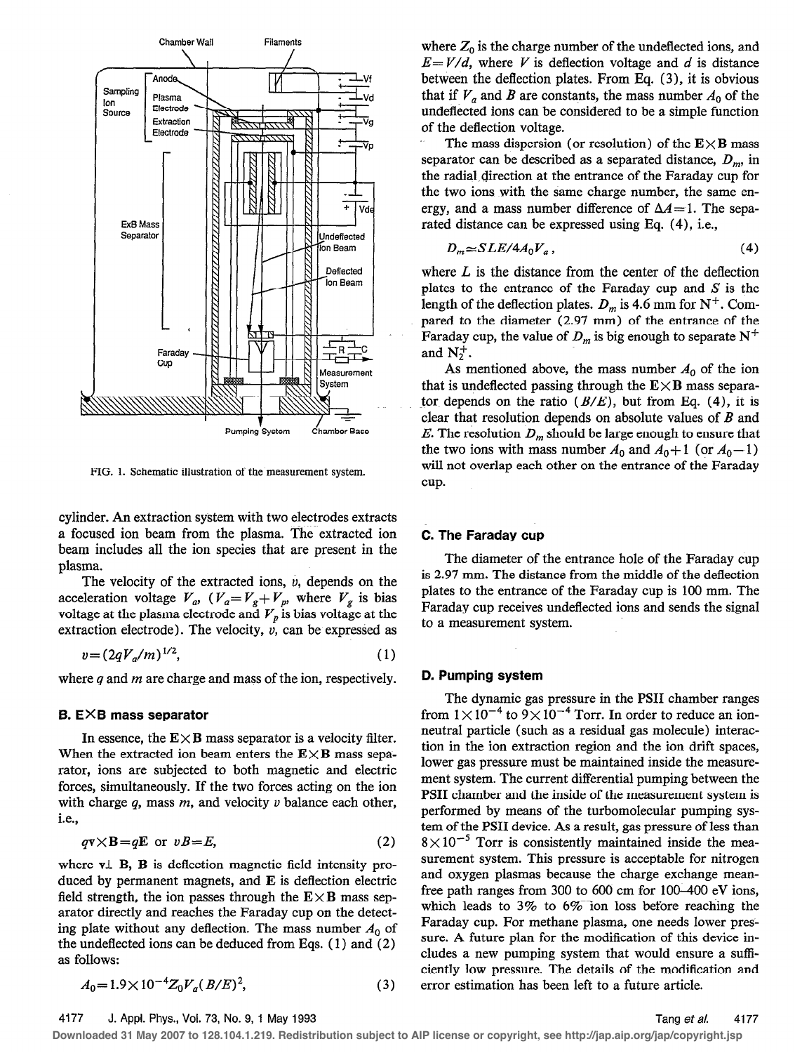FIG. 1. Schematic illustration of the measurement system.

cylinder. An extraction system with two electrodes extracts a focused ion beam from the plasma. The extracted ion beam includes all the ion species that are present in the plasma.

The velocity of the extracted ions, $v$, depends on the acceleration voltage $V_a$, ($V_a = V_g + V_p$, where $V_g$ is bias voltage at the plasma electrode and $V_p$ is bias voltage at the extraction electrode). The velocity, $v$, can be expressed as

$$v = (2qV_a/m)^{1/2}, \tag{1}$$

where $q$ and $m$ are charge and mass of the ion, respectively.

### B. E×B mass separator

In essence, the $\mathbf{E}\times\mathbf{B}$ mass separator is a velocity filter. When the extracted ion beam enters the $\mathbf{E}\times\mathbf{B}$ mass separator, ions are subjected to both magnetic and electric forces, simultaneously. If the two forces acting on the ion with charge $q$, mass $m$, and velocity $v$ balance each other, i.e.,

$$q\mathbf{v}\times\mathbf{B} = q\mathbf{E} \quad \text{or} \quad vB = E, \tag{2}$$

where $\mathbf{v}\perp\mathbf{B}$, $\mathbf{B}$ is deflection magnetic field intensity produced by permanent magnets, and $\mathbf{E}$ is deflection electric field strength, the ion passes through the $\mathbf{E}\times\mathbf{B}$ mass separator directly and reaches the Faraday cup on the detecting plate without any deflection. The mass number $A_0$ of the undeflected ions can be deduced from Eqs. (1) and (2) as follows:

$$A_0 = 1.9\times10^{-4} Z_0 V_a (B/E)^2, \tag{3}$$

where $Z_0$ is the charge number of the undeflected ions, and $E = V/d$, where $V$ is deflection voltage and $d$ is distance between the deflection plates. From Eq. (3), it is obvious that if $V_a$ and $B$ are constants, the mass number $A_0$ of the undeflected ions can be considered to be a simple function of the deflection voltage.

The mass dispersion (or resolution) of the $\mathbf{E}\times\mathbf{B}$ mass separator can be described as a separated distance, $D_m$, in the radial direction at the entrance of the Faraday cup for the two ions with the same charge number, the same energy, and a mass number difference of $\Delta A = 1$. The separated distance can be expressed using Eq. (4), i.e.,

$$D_m \simeq SLE/4A_0V_a, \tag{4}$$

where $L$ is the distance from the center of the deflection plates to the entrance of the Faraday cup and $S$ is the length of the deflection plates. $D_m$ is 4.6 mm for $N^+$. Compared to the diameter (2.97 mm) of the entrance of the Faraday cup, the value of $D_m$ is big enough to separate $N^+$ and $N_2^+$.

As mentioned above, the mass number $A_0$ of the ion that is undeflected passing through the $\mathbf{E}\times\mathbf{B}$ mass separator depends on the ratio ($B/E$), but from Eq. (4), it is clear that resolution depends on absolute values of $B$ and $E$. The resolution $D_m$ should be large enough to ensure that the two ions with mass number $A_0$ and $A_0+1$ (or $A_0-1$) will not overlap each other on the entrance of the Faraday cup.

### C. The Faraday cup

The diameter of the entrance hole of the Faraday cup is 2.97 mm. The distance from the middle of the deflection plates to the entrance of the Faraday cup is 100 mm. The Faraday cup receives undeflected ions and sends the signal to a measurement system.

### D. Pumping system

The dynamic gas pressure in the PSII chamber ranges from $1\times10^{-4}$ to $9\times10^{-4}$ Torr. In order to reduce an ion-neutral particle (such as a residual gas molecule) interaction in the ion extraction region and the ion drift spaces, lower gas pressure must be maintained inside the measurement system. The current differential pumping between the PSII chamber and the inside of the measurement system is performed by means of the turbomolecular pumping system of the PSII device. As a result, gas pressure of less than $8\times10^{-5}$ Torr is consistently maintained inside the measurement system. This pressure is acceptable for nitrogen and oxygen plasmas because the charge exchange mean-free path ranges from 300 to 600 cm for 100–400 eV ions, which leads to 3% to 6% ion loss before reaching the Faraday cup. For methane plasma, one needs lower pressure. A future plan for the modification of this device includes a new pumping system that would ensure a sufficiently low pressure. The details of the modification and error estimation has been left to a future article.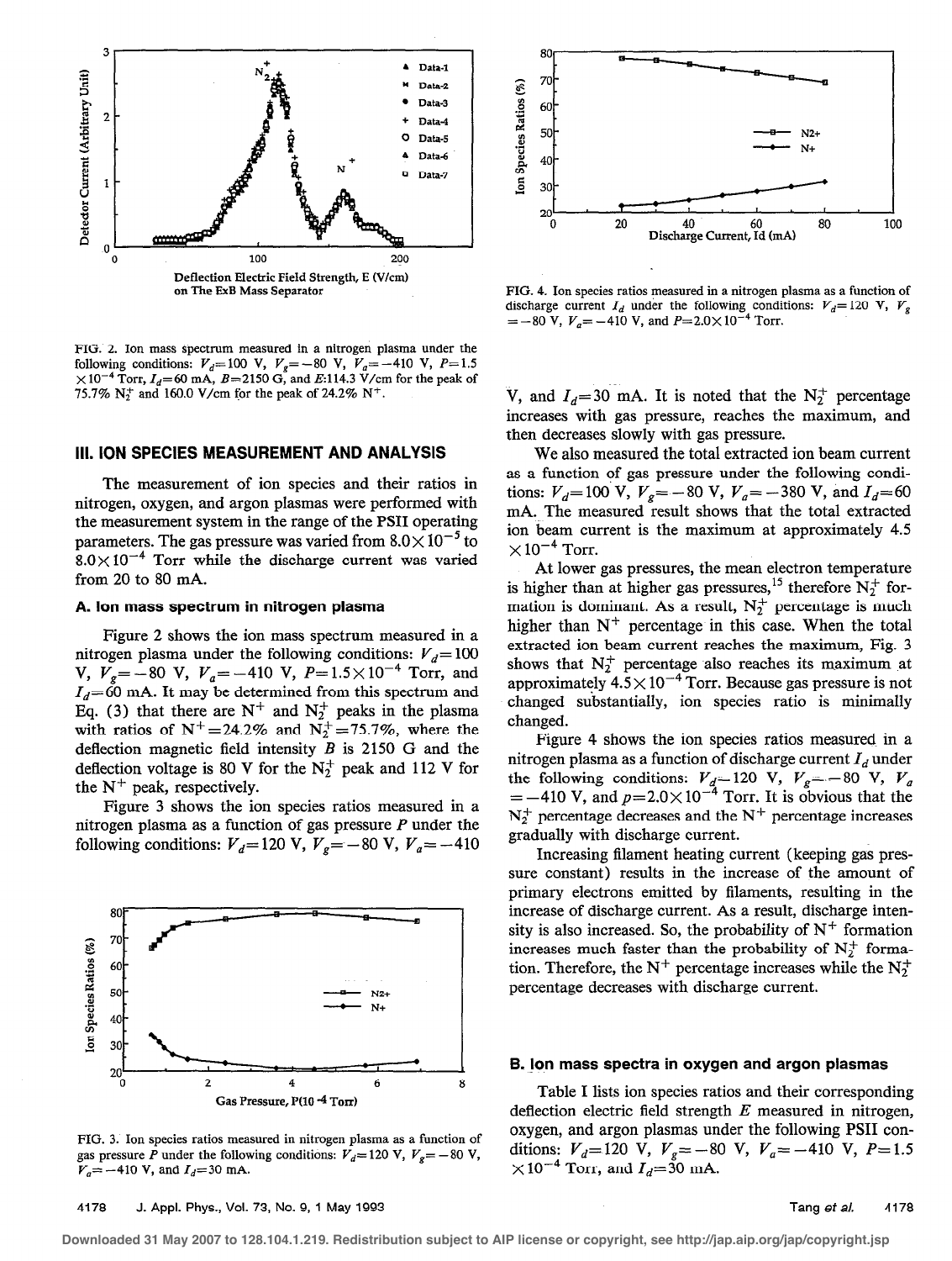FIG. 2. Ion mass spectrum measured in a nitrogen plasma under the following conditions: $V_d$=100 V, $V_g$=−80 V, $V_a$=−410 V, $P$=1.5 $\times 10^{-4}$ Torr, $I_d$=60 mA, $B$=2150 G, and $E$:114.3 V/cm for the peak of 75.7% $N_2^+$ and 160.0 V/cm for the peak of 24.2% $N^+$.

FIG. 4. Ion species ratios measured in a nitrogen plasma as a function of discharge current $I_d$ under the following conditions: $V_d$=120 V, $V_g$ =−80 V, $V_a$=−410 V, and $P$=2.0$\times 10^{-4}$ Torr.

## III. ION SPECIES MEASUREMENT AND ANALYSIS

The measurement of ion species and their ratios in nitrogen, oxygen, and argon plasmas were performed with the measurement system in the range of the PSII operating parameters. The gas pressure was varied from 8.0$\times 10^{-5}$ to 8.0$\times 10^{-4}$ Torr while the discharge current was varied from 20 to 80 mA.

### A. Ion mass spectrum in nitrogen plasma

Figure 2 shows the ion mass spectrum measured in a nitrogen plasma under the following conditions: $V_d$=100 V, $V_g$=−80 V, $V_a$=−410 V, $P$=1.5$\times 10^{-4}$ Torr, and $I_d$=60 mA. It may be determined from this spectrum and Eq. (3) that there are $N^+$ and $N_2^+$ peaks in the plasma with ratios of $N^+$=24.2% and $N_2^+$=75.7%, where the deflection magnetic field intensity $B$ is 2150 G and the deflection voltage is 80 V for the $N_2^+$ peak and 112 V for the $N^+$ peak, respectively.

Figure 3 shows the ion species ratios measured in a nitrogen plasma as a function of gas pressure $P$ under the following conditions: $V_d$=120 V, $V_g$=−80 V, $V_a$=−410 V, and $I_d$=30 mA. It is noted that the $N_2^+$ percentage increases with gas pressure, reaches the maximum, and then decreases slowly with gas pressure.

We also measured the total extracted ion beam current as a function of gas pressure under the following conditions: $V_d$=100 V, $V_g$=−80 V, $V_a$=−380 V, and $I_d$=60 mA. The measured result shows that the total extracted ion beam current is the maximum at approximately 4.5 $\times 10^{-4}$ Torr.

At lower gas pressures, the mean electron temperature is higher than at higher gas pressures,[15] therefore $N_2^+$ formation is dominant. As a result, $N_2^+$ percentage is much higher than $N^+$ percentage in this case. When the total extracted ion beam current reaches the maximum, Fig. 3 shows that $N_2^+$ percentage also reaches its maximum at approximately 4.5$\times 10^{-4}$ Torr. Because gas pressure is not changed substantially, ion species ratio is minimally changed.

Figure 4 shows the ion species ratios measured in a nitrogen plasma as a function of discharge current $I_d$ under the following conditions: $V_d$=120 V, $V_g$=−80 V, $V_a$ =−410 V, and $p$=2.0$\times 10^{-4}$ Torr. It is obvious that the $N_2^+$ percentage decreases and the $N^+$ percentage increases gradually with discharge current.

Increasing filament heating current (keeping gas pressure constant) results in the increase of the amount of primary electrons emitted by filaments, resulting in the increase of discharge current. As a result, discharge intensity is also increased. So, the probability of $N^+$ formation increases much faster than the probability of $N_2^+$ formation. Therefore, the $N^+$ percentage increases while the $N_2^+$ percentage decreases with discharge current.

FIG. 3. Ion species ratios measured in nitrogen plasma as a function of gas pressure $P$ under the following conditions: $V_d$=120 V, $V_g$=−80 V, $V_a$=−410 V, and $I_d$=30 mA.

### B. Ion mass spectra in oxygen and argon plasmas

Table I lists ion species ratios and their corresponding deflection electric field strength $E$ measured in nitrogen, oxygen, and argon plasmas under the following PSII conditions: $V_d$=120 V, $V_g$=−80 V, $V_a$=−410 V, $P$=1.5 $\times 10^{-4}$ Torr, and $I_d$=30 mA.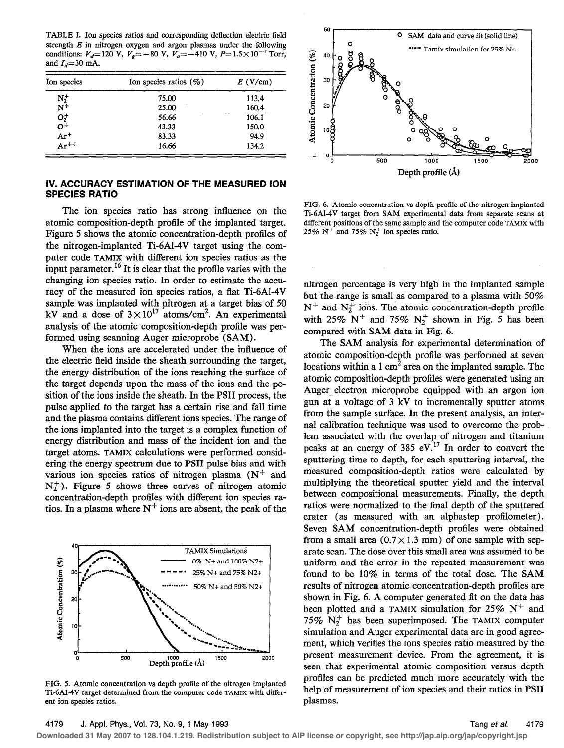TABLE I. Ion species ratios and corresponding deflection electric field strength $E$ in nitrogen oxygen and argon plasmas under the following conditions: $V_d$=120 V, $V_g$=−80 V, $V_a$=−410 V, $P$=1.5×10$^{-4}$ Torr, and $I_d$=30 mA.

| Ion species | Ion species ratios (%) | $E$ (V/cm) |
|---|---|---|
| $N_2^+$ | 75.00 | 113.4 |
| $N^+$ | 25.00 | 160.4 |
| $O_2^+$ | 56.66 | 106.1 |
| $O^+$ | 43.33 | 150.0 |
| $Ar^+$ | 83.33 | 94.9 |
| $Ar^{++}$ | 16.66 | 134.2 |

## IV. ACCURACY ESTIMATION OF THE MEASURED ION SPECIES RATIO

The ion species ratio has strong influence on the atomic composition-depth profile of the implanted target. Figure 5 shows the atomic concentration-depth profiles of the nitrogen-implanted Ti-6Al-4V target using the computer code TAMIX with different ion species ratios as the input parameter.[16] It is clear that the profile varies with the changing ion species ratio. In order to estimate the accuracy of the measured ion species ratios, a flat Ti-6Al-4V sample was implanted with nitrogen at a target bias of 50 kV and a dose of $3\times10^{17}$ atoms/cm$^2$. An experimental analysis of the atomic composition-depth profile was performed using scanning Auger microprobe (SAM).

When the ions are accelerated under the influence of the electric field inside the sheath surrounding the target, the energy distribution of the ions reaching the surface of the target depends upon the mass of the ions and the position of the ions inside the sheath. In the PSII process, the pulse applied to the target has a certain rise and fall time and the plasma contains different ions species. The range of the ions implanted into the target is a complex function of energy distribution and mass of the incident ion and the target atoms. TAMIX calculations were performed considering the energy spectrum due to PSII pulse bias and with various ion species ratios of nitrogen plasma ($N^+$ and $N_2^+$). Figure 5 shows three curves of nitrogen atomic concentration-depth profiles with different ion species ratios. In a plasma where $N^+$ ions are absent, the peak of the nitrogen percentage is very high in the implanted sample but the range is small as compared to a plasma with 50% $N^+$ and $N_2^+$ ions. The atomic concentration-depth profile with 25% $N^+$ and 75% $N_2^+$ shown in Fig. 5 has been compared with SAM data in Fig. 6.

FIG. 5. Atomic concentration vs depth profile of the nitrogen implanted Ti-6Al-4V target determined from the computer code TAMIX with different ion species ratios.

FIG. 6. Atomic concentration vs depth profile of the nitrogen implanted Ti-6Al-4V target from SAM experimental data from separate scans at different positions of the same sample and the computer code TAMIX with 25% $N^+$ and 75% $N_2^+$ ion species ratio.

The SAM analysis for experimental determination of atomic composition-depth profile was performed at seven locations within a 1 cm$^2$ area on the implanted sample. The atomic composition-depth profiles were generated using an Auger electron microprobe equipped with an argon ion gun at a voltage of 3 kV to incrementally sputter atoms from the sample surface. In the present analysis, an internal calibration technique was used to overcome the problem associated with the overlap of nitrogen and titanium peaks at an energy of 385 eV.[17] In order to convert the sputtering time to depth, for each sputtering interval, the measured composition-depth ratios were calculated by multiplying the theoretical sputter yield and the interval between compositional measurements. Finally, the depth ratios were normalized to the final depth of the sputtered crater (as measured with an alphastep profilometer). Seven SAM concentration-depth profiles were obtained from a small area (0.7×1.3 mm) of one sample with separate scan. The dose over this small area was assumed to be uniform and the error in the repeated measurement was found to be 10% in terms of the total dose. The SAM results of nitrogen atomic concentration-depth profiles are shown in Fig. 6. A computer generated fit on the data has been plotted and a TAMIX simulation for 25% $N^+$ and 75% $N_2^+$ has been superimposed. The TAMIX computer simulation and Auger experimental data are in good agreement, which verifies the ions species ratio measured by the present measurement device. From the agreement, it is seen that experimental atomic composition versus depth profiles can be predicted much more accurately with the help of measurement of ion species and their ratios in PSII plasmas.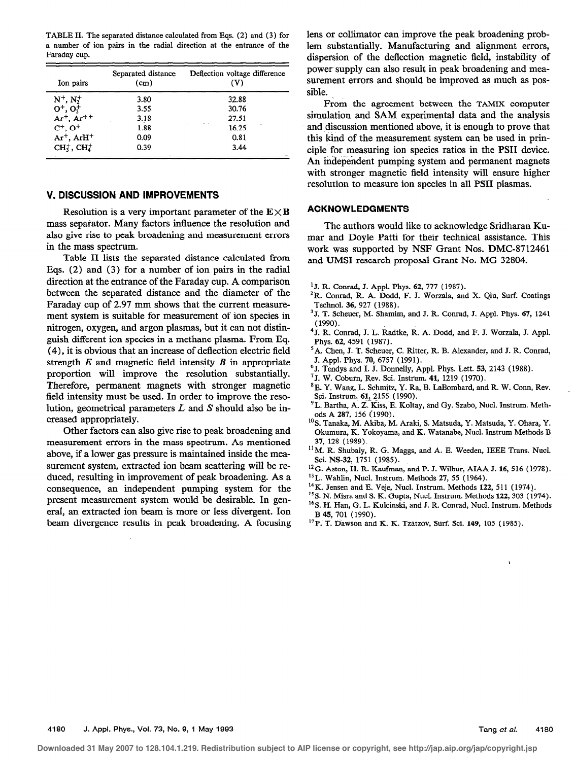TABLE II. The separated distance calculated from Eqs. (2) and (3) for a number of ion pairs in the radial direction at the entrance of the Faraday cup.

| Ion pairs | Separated distance (cm) | Deflection voltage difference (V) |
|---|---|---|
| $N^+$, $N_2^+$ | 3.80 | 32.88 |
| $O^+$, $O_2^+$ | 3.55 | 30.76 |
| $Ar^+$, $Ar^{++}$ | 3.18 | 27.51 |
| $C^+$, $O^+$ | 1.88 | 16.25 |
| $Ar^+$, $ArH^+$ | 0.09 | 0.81 |
| $CH_3^+$, $CH_4^+$ | 0.39 | 3.44 |

## V. DISCUSSION AND IMPROVEMENTS

Resolution is a very important parameter of the $\mathbf{E}\times\mathbf{B}$ mass separator. Many factors influence the resolution and also give rise to peak broadening and measurement errors in the mass spectrum.

Table II lists the separated distance calculated from Eqs. (2) and (3) for a number of ion pairs in the radial direction at the entrance of the Faraday cup. A comparison between the separated distance and the diameter of the Faraday cup of 2.97 mm shows that the current measurement system is suitable for measurement of ion species in nitrogen, oxygen, and argon plasmas, but it can not distinguish different ion species in a methane plasma. From Eq. (4), it is obvious that an increase of deflection electric field strength $E$ and magnetic field intensity $B$ in appropriate proportion will improve the resolution substantially. Therefore, permanent magnets with stronger magnetic field intensity must be used. In order to improve the resolution, geometrical parameters $L$ and $S$ should also be increased appropriately.

Other factors can also give rise to peak broadening and measurement errors in the mass spectrum. As mentioned above, if a lower gas pressure is maintained inside the measurement system, extracted ion beam scattering will be reduced, resulting in improvement of peak broadening. As a consequence, an independent pumping system for the present measurement system would be desirable. In general, an extracted ion beam is more or less divergent. Ion beam divergence results in peak broadening. A focusing lens or collimator can improve the peak broadening problem substantially. Manufacturing and alignment errors, dispersion of the deflection magnetic field, instability of power supply can also result in peak broadening and measurement errors and should be improved as much as possible.

From the agreement between the TAMIX computer simulation and SAM experimental data and the analysis and discussion mentioned above, it is enough to prove that this kind of the measurement system can be used in principle for measuring ion species ratios in the PSII device. An independent pumping system and permanent magnets with stronger magnetic field intensity will ensure higher resolution to measure ion species in all PSII plasmas.

## ACKNOWLEDGMENTS

The authors would like to acknowledge Sridharan Kumar and Doyle Patti for their technical assistance. This work was supported by NSF Grant Nos. DMC-8712461 and UMSI research proposal Grant No. MG 32804.

[1] J. R. Conrad, J. Appl. Phys. **62**, 777 (1987).
[2] R. Conrad, R. A. Dodd, F. J. Worzala, and X. Qiu, Surf. Coatings Technol. **36**, 927 (1988).
[3] J. T. Scheuer, M. Shamim, and J. R. Conrad, J. Appl. Phys. **67**, 1241 (1990).
[4] J. R. Conrad, J. L. Radtke, R. A. Dodd, and F. J. Worzala, J. Appl. Phys. **62**, 4591 (1987).
[5] A. Chen, J. T. Scheuer, C. Ritter, R. B. Alexander, and J. R. Conrad, J. Appl. Phys. **70**, 6757 (1991).
[6] J. Tendys and I. J. Donnelly, Appl. Phys. Lett. **53**, 2143 (1988).
[7] J. W. Coburn, Rev. Sci. Instrum. **41**, 1219 (1970).
[8] E. Y. Wang, L. Schmitz, Y. Ra, B. LaBombard, and R. W. Conn, Rev. Sci. Instrum. **61**, 2155 (1990).
[9] L. Bartha, A. Z. Kiss, E. Koltay, and Gy. Szabo, Nucl. Instrum. Methods A **287**, 156 (1990).
[10] S. Tanaka, M. Akiba, M. Araki, S. Matsuda, Y. Matsuda, Y. Ohara, Y. Okumura, K. Yokoyama, and K. Watanabe, Nucl. Instrum Methods B **37**, 128 (1989).
[11] M. R. Shubaly, R. G. Maggs, and A. E. Weeden, IEEE Trans. Nucl. Sci. **NS-32**, 1751 (1985).
[12] G. Aston, H. R. Kaufman, and P. J. Wilbur, AIAA J. **16**, 516 (1978).
[13] L. Wahlin, Nucl. Instrum. Methods **27**, 55 (1964).
[14] K. Jensen and E. Veje, Nucl. Instrum. Methods **122**, 511 (1974).
[15] S. N. Misra and S. K. Gupta, Nucl. Instrum. Methods **122**, 303 (1974).
[16] S. H. Han, G. L. Kulcinski, and J. R. Conrad, Nucl. Instrum. Methods B **45**, 701 (1990).
[17] P. T. Dawson and K. K. Tzatzov, Surf. Sci. **149**, 105 (1985).